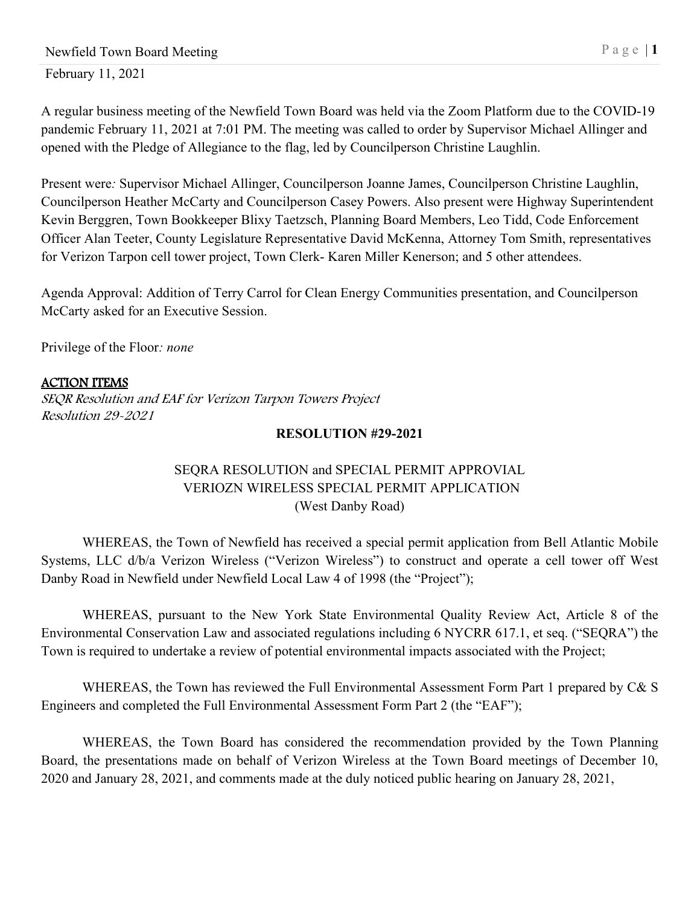February 11, 2021

A regular business meeting of the Newfield Town Board was held via the Zoom Platform due to the COVID-19 pandemic February 11, 2021 at 7:01 PM. The meeting was called to order by Supervisor Michael Allinger and opened with the Pledge of Allegiance to the flag, led by Councilperson Christine Laughlin.

Present were*:* Supervisor Michael Allinger, Councilperson Joanne James, Councilperson Christine Laughlin, Councilperson Heather McCarty and Councilperson Casey Powers. Also present were Highway Superintendent Kevin Berggren, Town Bookkeeper Blixy Taetzsch, Planning Board Members, Leo Tidd, Code Enforcement Officer Alan Teeter, County Legislature Representative David McKenna, Attorney Tom Smith, representatives for Verizon Tarpon cell tower project, Town Clerk- Karen Miller Kenerson; and 5 other attendees.

Agenda Approval: Addition of Terry Carrol for Clean Energy Communities presentation, and Councilperson McCarty asked for an Executive Session.

Privilege of the Floor*: none*

## ACTION ITEMS

*SEQR Resolution and EAF for Verizon Tarpon Towers Project*
*Resolution 29-2021*

**RESOLUTION #29-2021**

SEQRA RESOLUTION and SPECIAL PERMIT APPROVIAL
VERIOZN WIRELESS SPECIAL PERMIT APPLICATION
(West Danby Road)

WHEREAS, the Town of Newfield has received a special permit application from Bell Atlantic Mobile Systems, LLC d/b/a Verizon Wireless ("Verizon Wireless") to construct and operate a cell tower off West Danby Road in Newfield under Newfield Local Law 4 of 1998 (the "Project");

WHEREAS, pursuant to the New York State Environmental Quality Review Act, Article 8 of the Environmental Conservation Law and associated regulations including 6 NYCRR 617.1, et seq. ("SEQRA") the Town is required to undertake a review of potential environmental impacts associated with the Project;

WHEREAS, the Town has reviewed the Full Environmental Assessment Form Part 1 prepared by C& S Engineers and completed the Full Environmental Assessment Form Part 2 (the "EAF");

WHEREAS, the Town Board has considered the recommendation provided by the Town Planning Board, the presentations made on behalf of Verizon Wireless at the Town Board meetings of December 10, 2020 and January 28, 2021, and comments made at the duly noticed public hearing on January 28, 2021,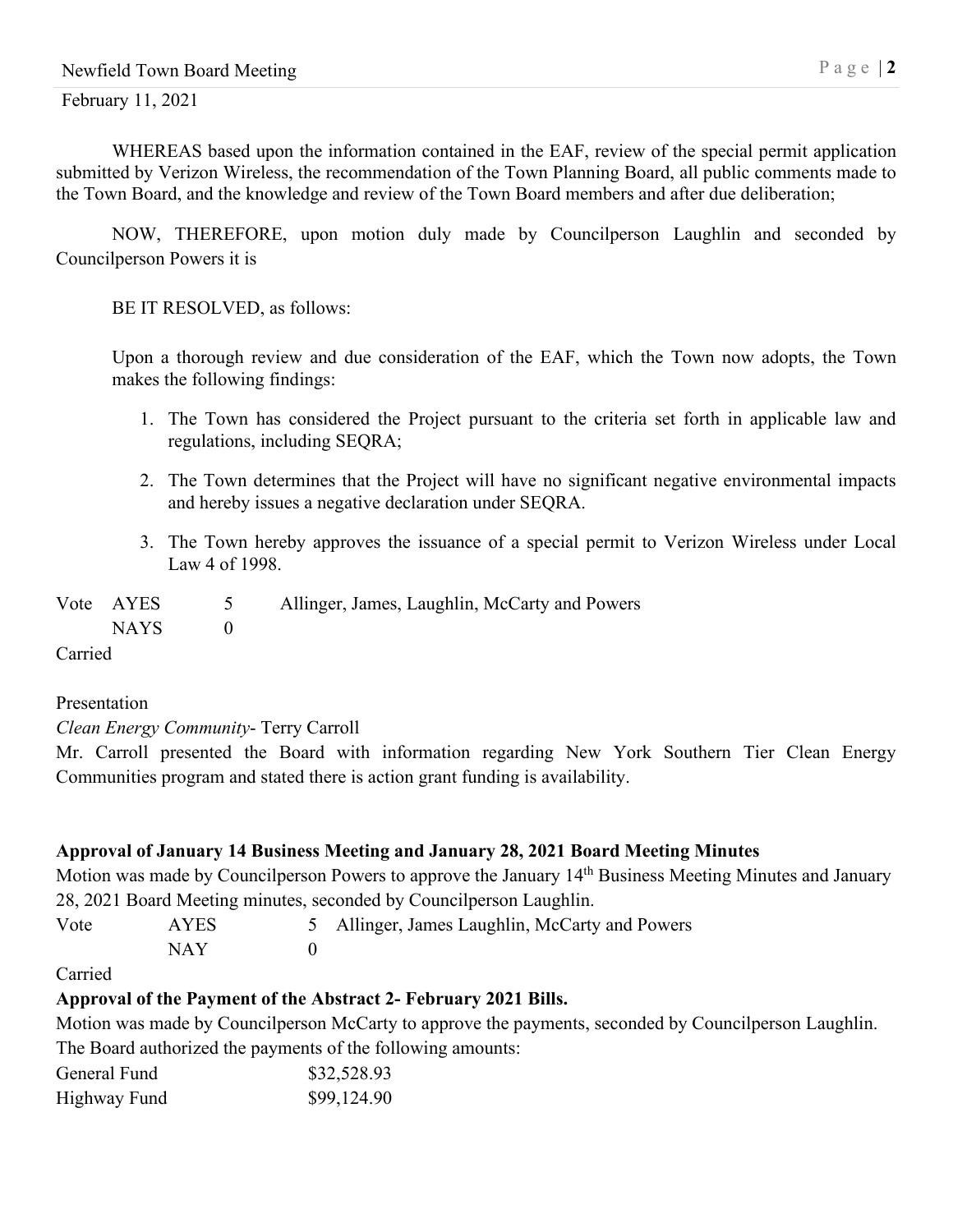February 11, 2021

WHEREAS based upon the information contained in the EAF, review of the special permit application submitted by Verizon Wireless, the recommendation of the Town Planning Board, all public comments made to the Town Board, and the knowledge and review of the Town Board members and after due deliberation;

NOW, THEREFORE, upon motion duly made by Councilperson Laughlin and seconded by Councilperson Powers it is

BE IT RESOLVED, as follows:

Upon a thorough review and due consideration of the EAF, which the Town now adopts, the Town makes the following findings:

1. The Town has considered the Project pursuant to the criteria set forth in applicable law and regulations, including SEQRA;
2. The Town determines that the Project will have no significant negative environmental impacts and hereby issues a negative declaration under SEQRA.
3. The Town hereby approves the issuance of a special permit to Verizon Wireless under Local Law 4 of 1998.

| Vote | AYES | 5 | Allinger, James, Laughlin, McCarty and Powers |
|---|---|---|---|
| | NAYS | 0 | |

Carried

Presentation

*Clean Energy Community*- Terry Carroll

Mr. Carroll presented the Board with information regarding New York Southern Tier Clean Energy Communities program and stated there is action grant funding is availability.

**Approval of January 14 Business Meeting and January 28, 2021 Board Meeting Minutes**

Motion was made by Councilperson Powers to approve the January 14th Business Meeting Minutes and January 28, 2021 Board Meeting minutes, seconded by Councilperson Laughlin.

| Vote | AYES | 5 | Allinger, James Laughlin, McCarty and Powers |
|---|---|---|---|
| | NAY | 0 | |

Carried

**Approval of the Payment of the Abstract 2- February 2021 Bills.**

Motion was made by Councilperson McCarty to approve the payments, seconded by Councilperson Laughlin. The Board authorized the payments of the following amounts:

| | |
|---|---|
| General Fund | $32,528.93 |
| Highway Fund | $99,124.90 |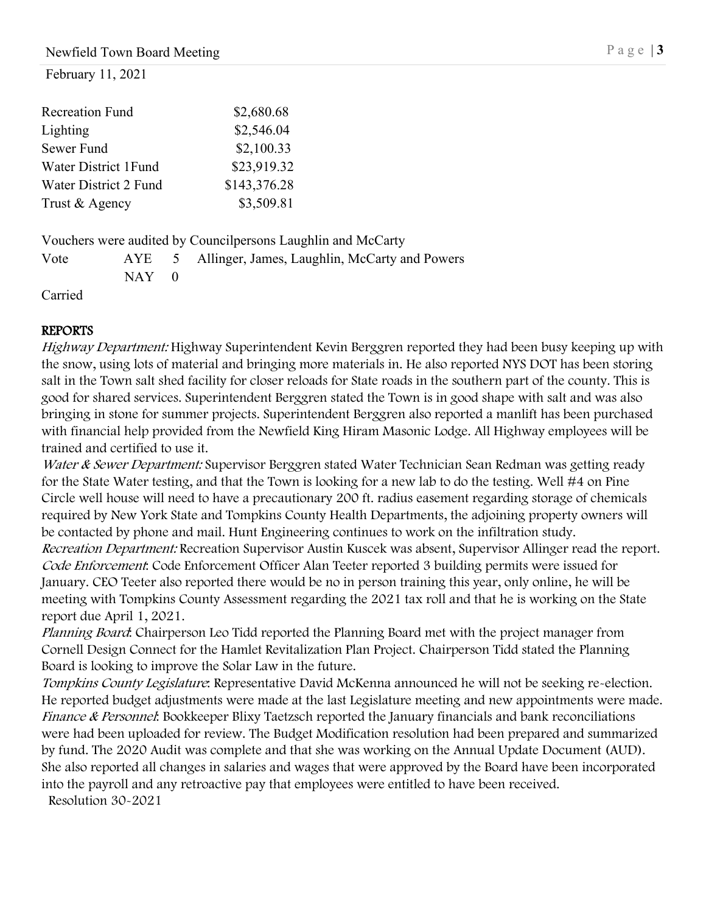| Recreation Fund | $2,680.68 |
|---|---|
| Lighting | $2,546.04 |
| Sewer Fund | $2,100.33 |
| Water District 1Fund | $23,919.32 |
| Water District 2 Fund | $143,376.28 |
| Trust & Agency | $3,509.81 |

Vouchers were audited by Councilpersons Laughlin and McCarty

| Vote | AYE | 5 | Allinger, James, Laughlin, McCarty and Powers |
|---|---|---|---|
| | NAY | 0 | |

Carried

**REPORTS**

*Highway Department:* Highway Superintendent Kevin Berggren reported they had been busy keeping up with the snow, using lots of material and bringing more materials in. He also reported NYS DOT has been storing salt in the Town salt shed facility for closer reloads for State roads in the southern part of the county. This is good for shared services. Superintendent Berggren stated the Town is in good shape with salt and was also bringing in stone for summer projects. Superintendent Berggren also reported a manlift has been purchased with financial help provided from the Newfield King Hiram Masonic Lodge. All Highway employees will be trained and certified to use it.

*Water & Sewer Department:* Supervisor Berggren stated Water Technician Sean Redman was getting ready for the State Water testing, and that the Town is looking for a new lab to do the testing. Well #4 on Pine Circle well house will need to have a precautionary 200 ft. radius easement regarding storage of chemicals required by New York State and Tompkins County Health Departments, the adjoining property owners will be contacted by phone and mail. Hunt Engineering continues to work on the infiltration study.

*Recreation Department:* Recreation Supervisor Austin Kuscek was absent, Supervisor Allinger read the report.

*Code Enforcement*: Code Enforcement Officer Alan Teeter reported 3 building permits were issued for January. CEO Teeter also reported there would be no in person training this year, only online, he will be meeting with Tompkins County Assessment regarding the 2021 tax roll and that he is working on the State report due April 1, 2021.

*Planning Board*: Chairperson Leo Tidd reported the Planning Board met with the project manager from Cornell Design Connect for the Hamlet Revitalization Plan Project. Chairperson Tidd stated the Planning Board is looking to improve the Solar Law in the future.

*Tompkins County Legislature*: Representative David McKenna announced he will not be seeking re-election. He reported budget adjustments were made at the last Legislature meeting and new appointments were made.

*Finance & Personnel*: Bookkeeper Blixy Taetzsch reported the January financials and bank reconciliations were had been uploaded for review. The Budget Modification resolution had been prepared and summarized by fund. The 2020 Audit was complete and that she was working on the Annual Update Document (AUD). She also reported all changes in salaries and wages that were approved by the Board have been incorporated into the payroll and any retroactive pay that employees were entitled to have been received.

Resolution 30-2021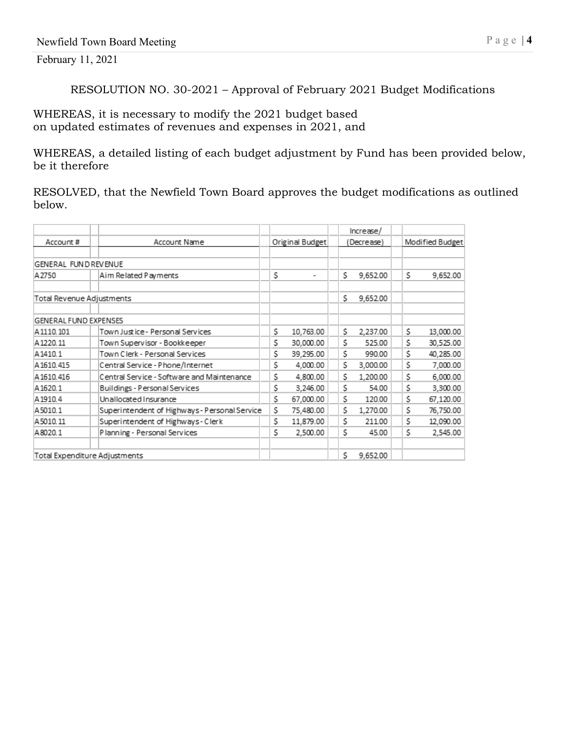RESOLUTION NO. 30-2021 – Approval of February 2021 Budget Modifications

WHEREAS, it is necessary to modify the 2021 budget based on updated estimates of revenues and expenses in 2021, and

WHEREAS, a detailed listing of each budget adjustment by Fund has been provided below, be it therefore

RESOLVED, that the Newfield Town Board approves the budget modifications as outlined below.

| Account # | Account Name | Original Budget | Increase/ (Decrease) | Modified Budget |
|---|---|---|---|---|
| GENERAL FUND REVENUE | | | | |
| A2750 | Aim Related Payments | $ - | $ 9,652.00 | $ 9,652.00 |
| Total Revenue Adjustments | | | $ 9,652.00 | |
| GENERAL FUND EXPENSES | | | | |
| A1110.101 | Town Justice - Personal Services | $ 10,763.00 | $ 2,237.00 | $ 13,000.00 |
| A1220.11 | Town Supervisor - Bookkeeper | $ 30,000.00 | $ 525.00 | $ 30,525.00 |
| A1410.1 | Town Clerk - Personal Services | $ 39,295.00 | $ 990.00 | $ 40,285.00 |
| A1610.415 | Central Service - Phone/Internet | $ 4,000.00 | $ 3,000.00 | $ 7,000.00 |
| A1610.416 | Central Service - Software and Maintenance | $ 4,800.00 | $ 1,200.00 | $ 6,000.00 |
| A1620.1 | Buildings - Personal Services | $ 3,246.00 | $ 54.00 | $ 3,300.00 |
| A1910.4 | Unallocated Insurance | $ 67,000.00 | $ 120.00 | $ 67,120.00 |
| A5010.1 | Superintendent of Highways - Personal Service | $ 75,480.00 | $ 1,270.00 | $ 76,750.00 |
| A5010.11 | Superintendent of Highways - Clerk | $ 11,879.00 | $ 211.00 | $ 12,090.00 |
| A8020.1 | Planning - Personal Services | $ 2,500.00 | $ 45.00 | $ 2,545.00 |
| Total Expenditure Adjustments | | | $ 9,652.00 | |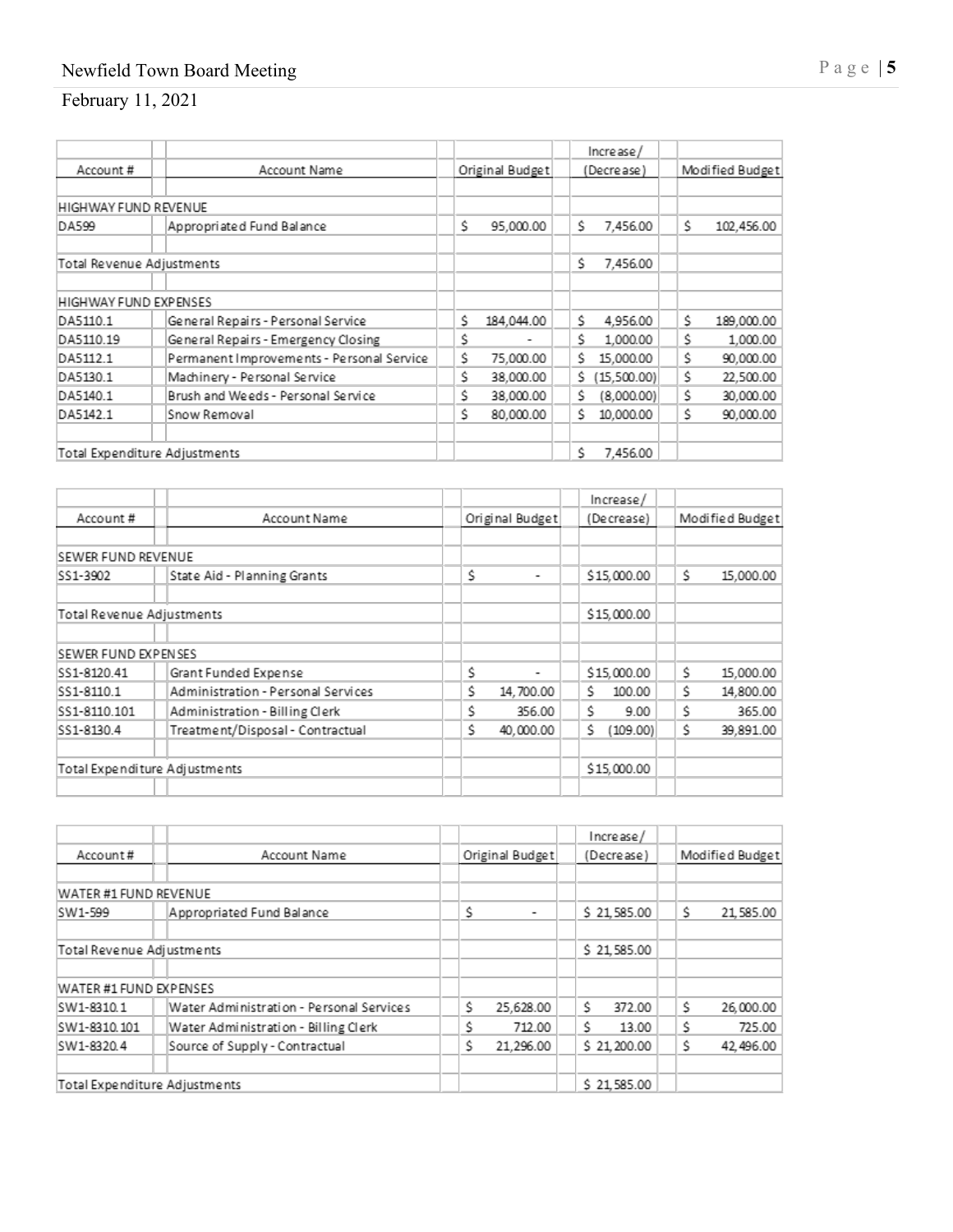| Account # | Account Name | Original Budget | Increase/ (Decrease) | Modified Budget |
|---|---|---|---|---|
| HIGHWAY FUND REVENUE | | | | |
| DA599 | Appropriated Fund Balance | $ 95,000.00 | $ 7,456.00 | $ 102,456.00 |
| Total Revenue Adjustments | | | $ 7,456.00 | |
| HIGHWAY FUND EXPENSES | | | | |
| DA5110.1 | General Repairs - Personal Service | $ 184,044.00 | $ 4,956.00 | $ 189,000.00 |
| DA5110.19 | General Repairs - Emergency Closing | $ - | $ 1,000.00 | $ 1,000.00 |
| DA5112.1 | Permanent Improvements - Personal Service | $ 75,000.00 | $ 15,000.00 | $ 90,000.00 |
| DA5130.1 | Machinery - Personal Service | $ 38,000.00 | $ (15,500.00) | $ 22,500.00 |
| DA5140.1 | Brush and Weeds - Personal Service | $ 38,000.00 | $ (8,000.00) | $ 30,000.00 |
| DA5142.1 | Snow Removal | $ 80,000.00 | $ 10,000.00 | $ 90,000.00 |
| Total Expenditure Adjustments | | | $ 7,456.00 | |

| Account # | Account Name | Original Budget | Increase/ (Decrease) | Modified Budget |
|---|---|---|---|---|
| SEWER FUND REVENUE | | | | |
| SS1-3902 | State Aid - Planning Grants | $ - | $15,000.00 | $ 15,000.00 |
| Total Revenue Adjustments | | | $15,000.00 | |
| SEWER FUND EXPENSES | | | | |
| SS1-8120.41 | Grant Funded Expense | $ - | $15,000.00 | $ 15,000.00 |
| SS1-8110.1 | Administration - Personal Services | $ 14,700.00 | $ 100.00 | $ 14,800.00 |
| SS1-8110.101 | Administration - Billing Clerk | $ 356.00 | $ 9.00 | $ 365.00 |
| SS1-8130.4 | Treatment/Disposal - Contractual | $ 40,000.00 | $ (109.00) | $ 39,891.00 |
| Total Expenditure Adjustments | | | $15,000.00 | |

| Account # | Account Name | Original Budget | Increase/ (Decrease) | Modified Budget |
|---|---|---|---|---|
| WATER #1 FUND REVENUE | | | | |
| SW1-599 | Appropriated Fund Balance | $ - | $ 21,585.00 | $ 21,585.00 |
| Total Revenue Adjustments | | | $ 21,585.00 | |
| WATER #1 FUND EXPENSES | | | | |
| SW1-8310.1 | Water Administration - Personal Services | $ 25,628.00 | $ 372.00 | $ 26,000.00 |
| SW1-8310.101 | Water Administration - Billing Clerk | $ 712.00 | $ 13.00 | $ 725.00 |
| SW1-8320.4 | Source of Supply - Contractual | $ 21,296.00 | $ 21,200.00 | $ 42,496.00 |
| Total Expenditure Adjustments | | | $ 21,585.00 | |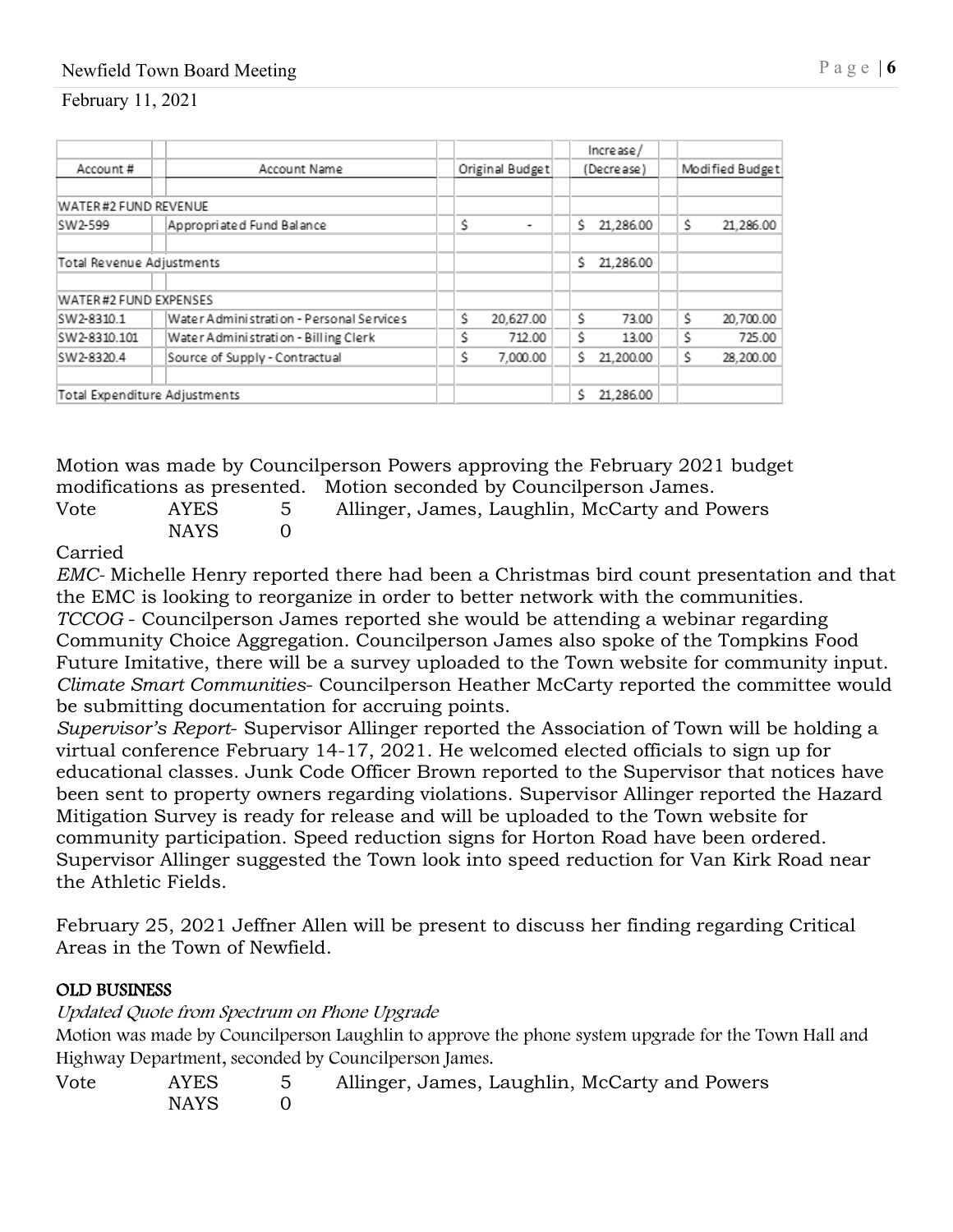| Account # | Account Name | Original Budget | Increase/ (Decrease) | Modified Budget |
|---|---|---|---|---|
| WATER #2 FUND REVENUE | | | | |
| SW2-599 | Appropriated Fund Balance | $ - | $ 21,286.00 | $ 21,286.00 |
| Total Revenue Adjustments | | | $ 21,286.00 | |
| WATER #2 FUND EXPENSES | | | | |
| SW2-8310.1 | Water Administration - Personal Services | $ 20,627.00 | $ 73.00 | $ 20,700.00 |
| SW2-8310.101 | Water Administration - Billing Clerk | $ 712.00 | $ 13.00 | $ 725.00 |
| SW2-8320.4 | Source of Supply - Contractual | $ 7,000.00 | $ 21,200.00 | $ 28,200.00 |
| Total Expenditure Adjustments | | | $ 21,286.00 | |

Motion was made by Councilperson Powers approving the February 2021 budget modifications as presented. Motion seconded by Councilperson James.

Vote AYES 5 Allinger, James, Laughlin, McCarty and Powers
NAYS 0

Carried

*EMC*- Michelle Henry reported there had been a Christmas bird count presentation and that the EMC is looking to reorganize in order to better network with the communities.

*TCCOG* - Councilperson James reported she would be attending a webinar regarding Community Choice Aggregation. Councilperson James also spoke of the Tompkins Food Future Imitative, there will be a survey uploaded to the Town website for community input.

*Climate Smart Communities*- Councilperson Heather McCarty reported the committee would be submitting documentation for accruing points.

*Supervisor's Report*- Supervisor Allinger reported the Association of Town will be holding a virtual conference February 14-17, 2021. He welcomed elected officials to sign up for educational classes. Junk Code Officer Brown reported to the Supervisor that notices have been sent to property owners regarding violations. Supervisor Allinger reported the Hazard Mitigation Survey is ready for release and will be uploaded to the Town website for community participation. Speed reduction signs for Horton Road have been ordered. Supervisor Allinger suggested the Town look into speed reduction for Van Kirk Road near the Athletic Fields.

February 25, 2021 Jeffner Allen will be present to discuss her finding regarding Critical Areas in the Town of Newfield.

**OLD BUSINESS**

*Updated Quote from Spectrum on Phone Upgrade*

Motion was made by Councilperson Laughlin to approve the phone system upgrade for the Town Hall and Highway Department, seconded by Councilperson James.

Vote AYES 5 Allinger, James, Laughlin, McCarty and Powers
NAYS 0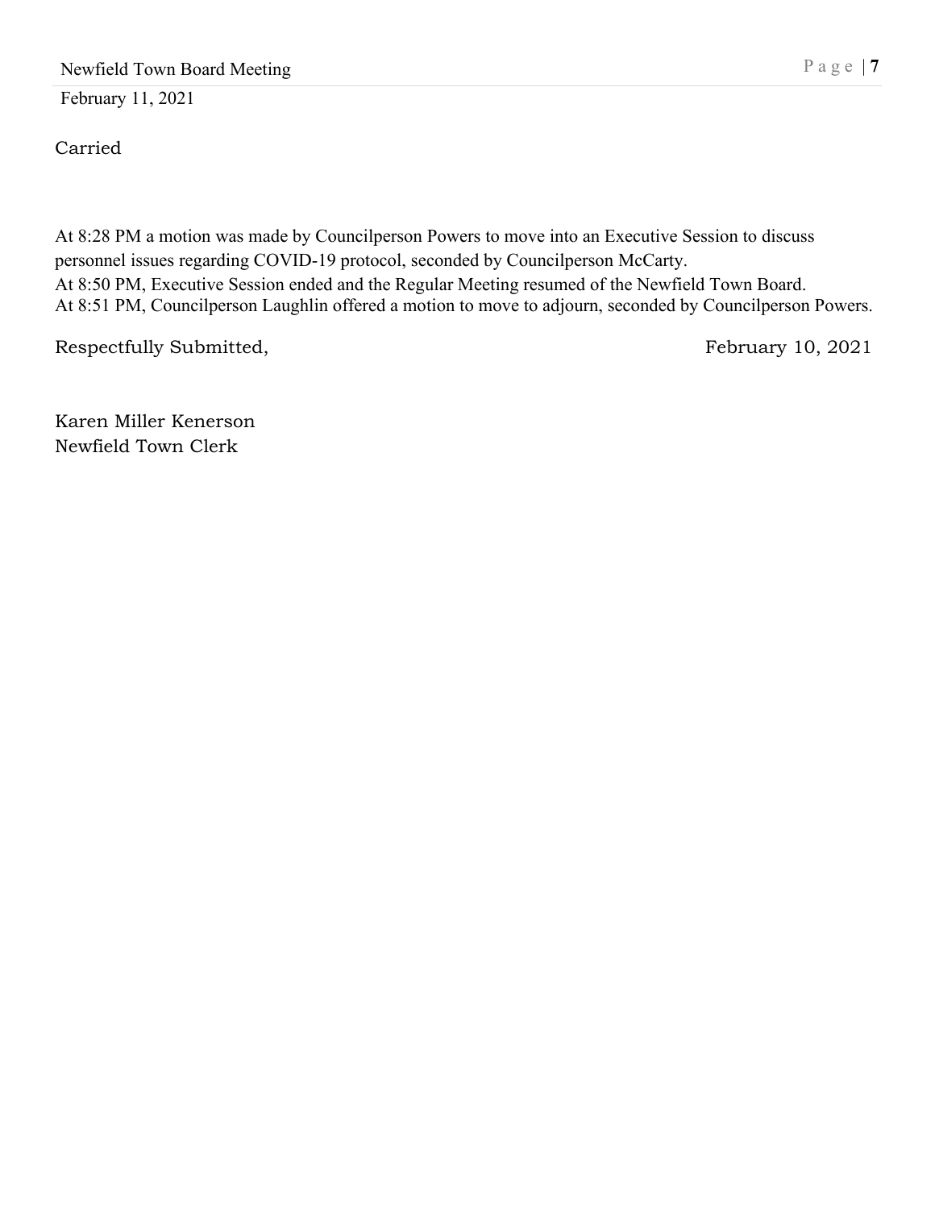Carried

At 8:28 PM a motion was made by Councilperson Powers to move into an Executive Session to discuss personnel issues regarding COVID-19 protocol, seconded by Councilperson McCarty.
At 8:50 PM, Executive Session ended and the Regular Meeting resumed of the Newfield Town Board.
At 8:51 PM, Councilperson Laughlin offered a motion to move to adjourn, seconded by Councilperson Powers.

Respectfully Submitted, February 10, 2021

Karen Miller Kenerson
Newfield Town Clerk